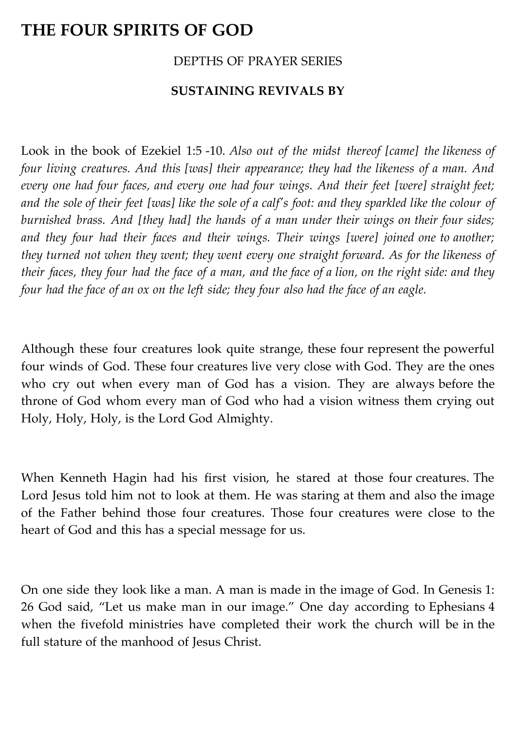# THE FOUR SPIRITS OF GOD

DEPTHS OF PRAYER SERIES

**SUSTAINING REVIVALS BY**

Look in the book of Ezekiel 1:5 -10. *Also out of the midst thereof [came] the likeness of four living creatures. And this [was] their appearance; they had the likeness of a man. And every one had four faces, and every one had four wings. And their feet [were] straight feet; and the sole of their feet [was] like the sole of a calf's foot: and they sparkled like the colour of burnished brass. And [they had] the hands of a man under their wings on their four sides; and they four had their faces and their wings. Their wings [were] joined one to another; they turned not when they went; they went every one straight forward. As for the likeness of their faces, they four had the face of a man, and the face of a lion, on the right side: and they four had the face of an ox on the left side; they four also had the face of an eagle.*

Although these four creatures look quite strange, these four represent the powerful four winds of God. These four creatures live very close with God. They are the ones who cry out when every man of God has a vision. They are always before the throne of God whom every man of God who had a vision witness them crying out Holy, Holy, Holy, is the Lord God Almighty.

When Kenneth Hagin had his first vision, he stared at those four creatures. The Lord Jesus told him not to look at them. He was staring at them and also the image of the Father behind those four creatures. Those four creatures were close to the heart of God and this has a special message for us.

On one side they look like a man. A man is made in the image of God. In Genesis 1: 26 God said, "Let us make man in our image." One day according to Ephesians 4 when the fivefold ministries have completed their work the church will be in the full stature of the manhood of Jesus Christ.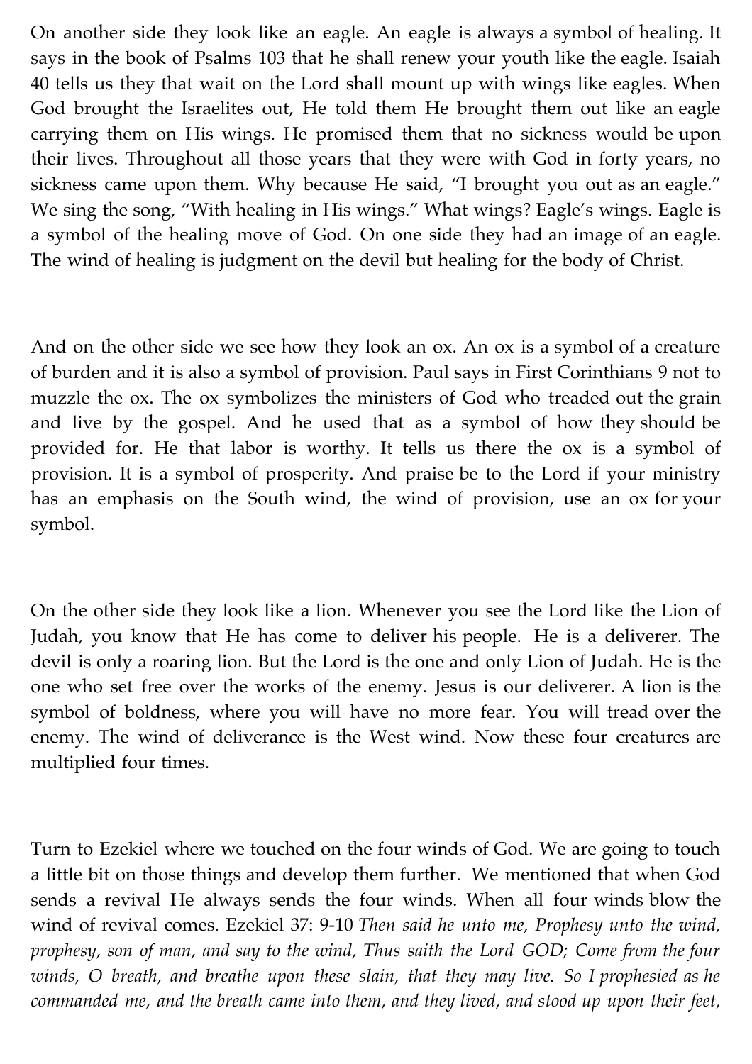On another side they look like an eagle. An eagle is always a symbol of healing. It says in the book of Psalms 103 that he shall renew your youth like the eagle. Isaiah 40 tells us they that wait on the Lord shall mount up with wings like eagles. When God brought the Israelites out, He told them He brought them out like an eagle carrying them on His wings. He promised them that no sickness would be upon their lives. Throughout all those years that they were with God in forty years, no sickness came upon them. Why because He said, "I brought you out as an eagle." We sing the song, "With healing in His wings." What wings? Eagle's wings. Eagle is a symbol of the healing move of God. On one side they had an image of an eagle. The wind of healing is judgment on the devil but healing for the body of Christ.

And on the other side we see how they look an ox. An ox is a symbol of a creature of burden and it is also a symbol of provision. Paul says in First Corinthians 9 not to muzzle the ox. The ox symbolizes the ministers of God who treaded out the grain and live by the gospel. And he used that as a symbol of how they should be provided for. He that labor is worthy. It tells us there the ox is a symbol of provision. It is a symbol of prosperity. And praise be to the Lord if your ministry has an emphasis on the South wind, the wind of provision, use an ox for your symbol.

On the other side they look like a lion. Whenever you see the Lord like the Lion of Judah, you know that He has come to deliver his people. He is a deliverer. The devil is only a roaring lion. But the Lord is the one and only Lion of Judah. He is the one who set free over the works of the enemy. Jesus is our deliverer. A lion is the symbol of boldness, where you will have no more fear. You will tread over the enemy. The wind of deliverance is the West wind. Now these four creatures are multiplied four times.

Turn to Ezekiel where we touched on the four winds of God. We are going to touch a little bit on those things and develop them further. We mentioned that when God sends a revival He always sends the four winds. When all four winds blow the wind of revival comes. Ezekiel 37: 9-10 *Then said he unto me, Prophesy unto the wind, prophesy, son of man, and say to the wind, Thus saith the Lord GOD; Come from the four winds, O breath, and breathe upon these slain, that they may live. So I prophesied as he commanded me, and the breath came into them, and they lived, and stood up upon their feet,*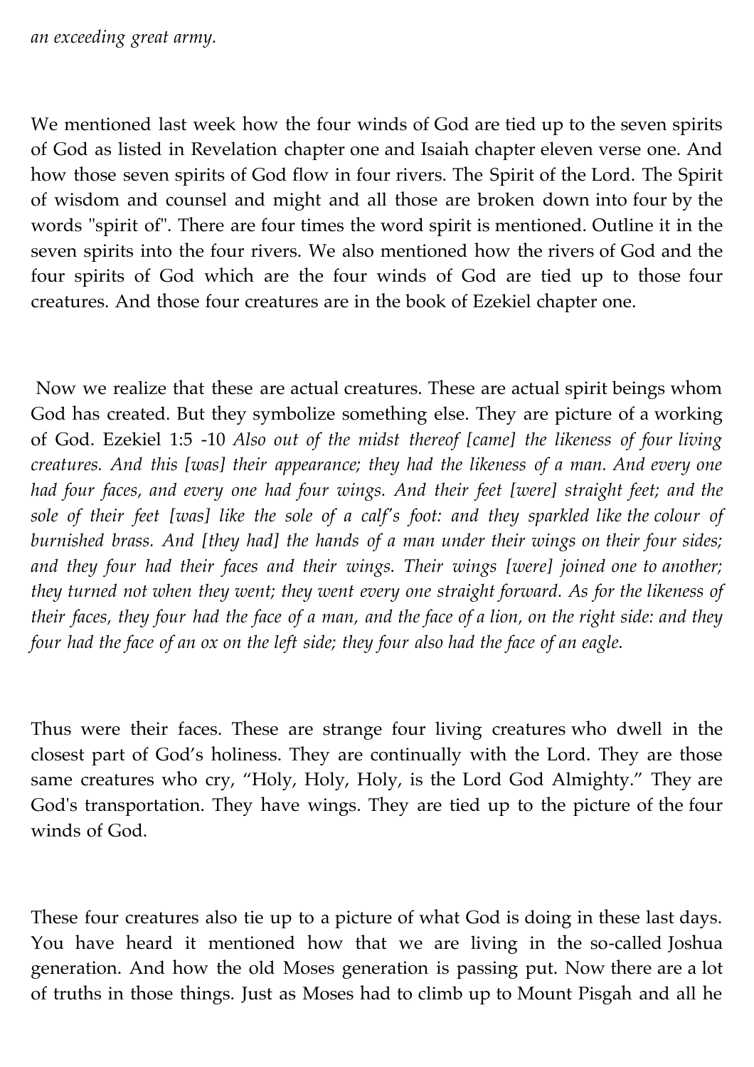*an exceeding great army.*

We mentioned last week how the four winds of God are tied up to the seven spirits of God as listed in Revelation chapter one and Isaiah chapter eleven verse one. And how those seven spirits of God flow in four rivers. The Spirit of the Lord. The Spirit of wisdom and counsel and might and all those are broken down into four by the words "spirit of". There are four times the word spirit is mentioned. Outline it in the seven spirits into the four rivers. We also mentioned how the rivers of God and the four spirits of God which are the four winds of God are tied up to those four creatures. And those four creatures are in the book of Ezekiel chapter one.

Now we realize that these are actual creatures. These are actual spirit beings whom God has created. But they symbolize something else. They are picture of a working of God. Ezekiel 1:5 -10 *Also out of the midst thereof [came] the likeness of four living creatures. And this [was] their appearance; they had the likeness of a man. And every one had four faces, and every one had four wings. And their feet [were] straight feet; and the sole of their feet [was] like the sole of a calf's foot: and they sparkled like the colour of burnished brass. And [they had] the hands of a man under their wings on their four sides; and they four had their faces and their wings. Their wings [were] joined one to another; they turned not when they went; they went every one straight forward. As for the likeness of their faces, they four had the face of a man, and the face of a lion, on the right side: and they four had the face of an ox on the left side; they four also had the face of an eagle.*

Thus were their faces. These are strange four living creatures who dwell in the closest part of God's holiness. They are continually with the Lord. They are those same creatures who cry, "Holy, Holy, Holy, is the Lord God Almighty." They are God's transportation. They have wings. They are tied up to the picture of the four winds of God.

These four creatures also tie up to a picture of what God is doing in these last days. You have heard it mentioned how that we are living in the so-called Joshua generation. And how the old Moses generation is passing put. Now there are a lot of truths in those things. Just as Moses had to climb up to Mount Pisgah and all he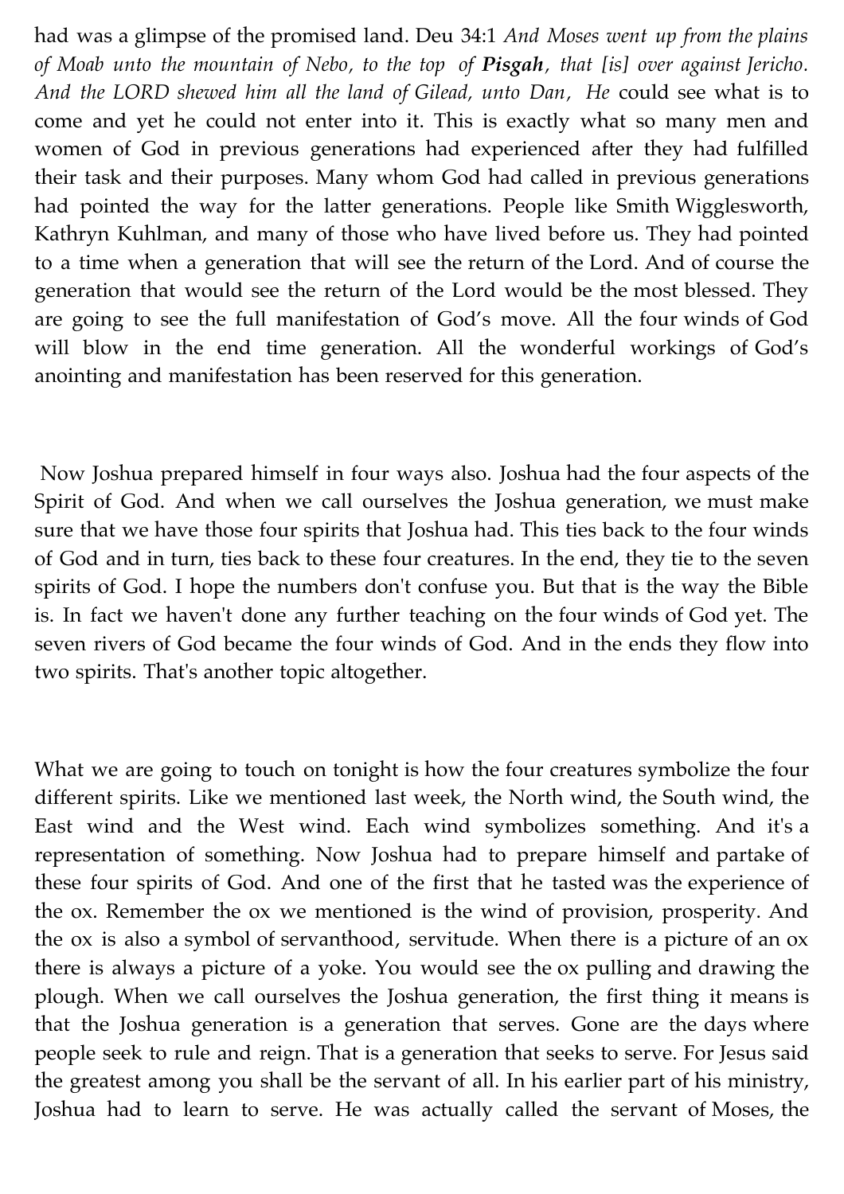had was a glimpse of the promised land. Deu 34:1 *And Moses went up from the plains of Moab unto the mountain of Nebo, to the top of* ***Pisgah****, that [is] over against Jericho. And the LORD shewed him all the land of Gilead, unto Dan, He* could see what is to come and yet he could not enter into it. This is exactly what so many men and women of God in previous generations had experienced after they had fulfilled their task and their purposes. Many whom God had called in previous generations had pointed the way for the latter generations. People like Smith Wigglesworth, Kathryn Kuhlman, and many of those who have lived before us. They had pointed to a time when a generation that will see the return of the Lord. And of course the generation that would see the return of the Lord would be the most blessed. They are going to see the full manifestation of God's move. All the four winds of God will blow in the end time generation. All the wonderful workings of God's anointing and manifestation has been reserved for this generation.

Now Joshua prepared himself in four ways also. Joshua had the four aspects of the Spirit of God. And when we call ourselves the Joshua generation, we must make sure that we have those four spirits that Joshua had. This ties back to the four winds of God and in turn, ties back to these four creatures. In the end, they tie to the seven spirits of God. I hope the numbers don't confuse you. But that is the way the Bible is. In fact we haven't done any further teaching on the four winds of God yet. The seven rivers of God became the four winds of God. And in the ends they flow into two spirits. That's another topic altogether.

What we are going to touch on tonight is how the four creatures symbolize the four different spirits. Like we mentioned last week, the North wind, the South wind, the East wind and the West wind. Each wind symbolizes something. And it's a representation of something. Now Joshua had to prepare himself and partake of these four spirits of God. And one of the first that he tasted was the experience of the ox. Remember the ox we mentioned is the wind of provision, prosperity. And the ox is also a symbol of servanthood, servitude. When there is a picture of an ox there is always a picture of a yoke. You would see the ox pulling and drawing the plough. When we call ourselves the Joshua generation, the first thing it means is that the Joshua generation is a generation that serves. Gone are the days where people seek to rule and reign. That is a generation that seeks to serve. For Jesus said the greatest among you shall be the servant of all. In his earlier part of his ministry, Joshua had to learn to serve. He was actually called the servant of Moses, the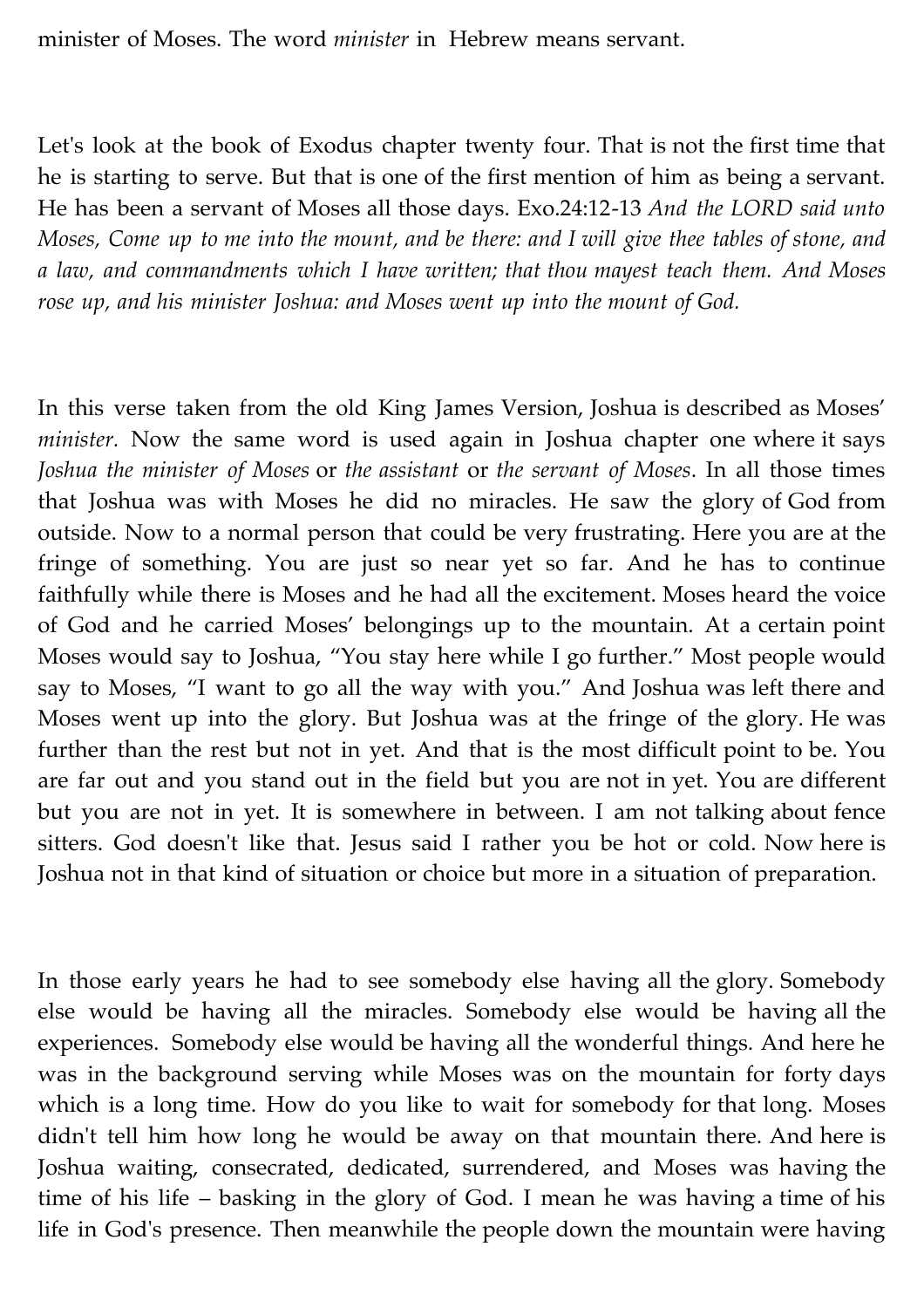minister of Moses. The word *minister* in Hebrew means servant.

Let's look at the book of Exodus chapter twenty four. That is not the first time that he is starting to serve. But that is one of the first mention of him as being a servant. He has been a servant of Moses all those days. Exo.24:12-13 *And the LORD said unto Moses, Come up to me into the mount, and be there: and I will give thee tables of stone, and a law, and commandments which I have written; that thou mayest teach them. And Moses rose up, and his minister Joshua: and Moses went up into the mount of God.*

In this verse taken from the old King James Version, Joshua is described as Moses' *minister.* Now the same word is used again in Joshua chapter one where it says *Joshua the minister of Moses* or *the assistant* or *the servant of Moses*. In all those times that Joshua was with Moses he did no miracles. He saw the glory of God from outside. Now to a normal person that could be very frustrating. Here you are at the fringe of something. You are just so near yet so far. And he has to continue faithfully while there is Moses and he had all the excitement. Moses heard the voice of God and he carried Moses' belongings up to the mountain. At a certain point Moses would say to Joshua, "You stay here while I go further." Most people would say to Moses, "I want to go all the way with you." And Joshua was left there and Moses went up into the glory. But Joshua was at the fringe of the glory. He was further than the rest but not in yet. And that is the most difficult point to be. You are far out and you stand out in the field but you are not in yet. You are different but you are not in yet. It is somewhere in between. I am not talking about fence sitters. God doesn't like that. Jesus said I rather you be hot or cold. Now here is Joshua not in that kind of situation or choice but more in a situation of preparation.

In those early years he had to see somebody else having all the glory. Somebody else would be having all the miracles. Somebody else would be having all the experiences. Somebody else would be having all the wonderful things. And here he was in the background serving while Moses was on the mountain for forty days which is a long time. How do you like to wait for somebody for that long. Moses didn't tell him how long he would be away on that mountain there. And here is Joshua waiting, consecrated, dedicated, surrendered, and Moses was having the time of his life – basking in the glory of God. I mean he was having a time of his life in God's presence. Then meanwhile the people down the mountain were having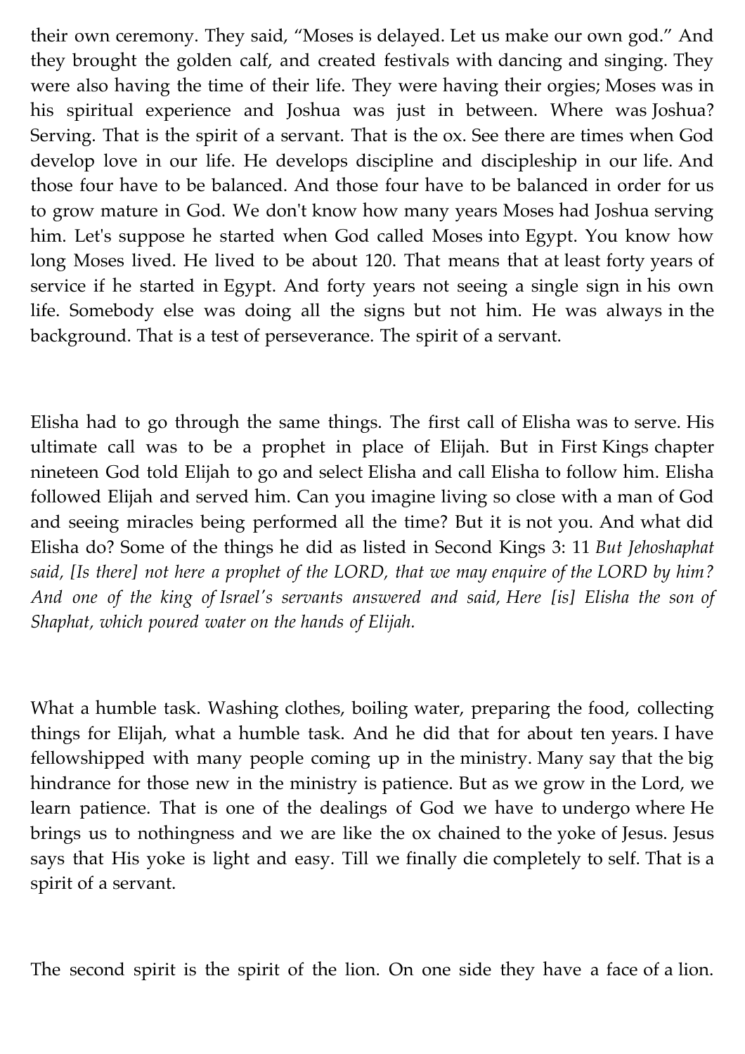their own ceremony. They said, “Moses is delayed. Let us make our own god.” And they brought the golden calf, and created festivals with dancing and singing. They were also having the time of their life. They were having their orgies; Moses was in his spiritual experience and Joshua was just in between. Where was Joshua? Serving. That is the spirit of a servant. That is the ox. See there are times when God develop love in our life. He develops discipline and discipleship in our life. And those four have to be balanced. And those four have to be balanced in order for us to grow mature in God. We don't know how many years Moses had Joshua serving him. Let's suppose he started when God called Moses into Egypt. You know how long Moses lived. He lived to be about 120. That means that at least forty years of service if he started in Egypt. And forty years not seeing a single sign in his own life. Somebody else was doing all the signs but not him. He was always in the background. That is a test of perseverance. The spirit of a servant.

Elisha had to go through the same things. The first call of Elisha was to serve. His ultimate call was to be a prophet in place of Elijah. But in First Kings chapter nineteen God told Elijah to go and select Elisha and call Elisha to follow him. Elisha followed Elijah and served him. Can you imagine living so close with a man of God and seeing miracles being performed all the time? But it is not you. And what did Elisha do? Some of the things he did as listed in Second Kings 3: 11 *But Jehoshaphat said, [Is there] not here a prophet of the LORD, that we may enquire of the LORD by him? And one of the king of Israel's servants answered and said, Here [is] Elisha the son of Shaphat, which poured water on the hands of Elijah.*

What a humble task. Washing clothes, boiling water, preparing the food, collecting things for Elijah, what a humble task. And he did that for about ten years. I have fellowshipped with many people coming up in the ministry. Many say that the big hindrance for those new in the ministry is patience. But as we grow in the Lord, we learn patience. That is one of the dealings of God we have to undergo where He brings us to nothingness and we are like the ox chained to the yoke of Jesus. Jesus says that His yoke is light and easy. Till we finally die completely to self. That is a spirit of a servant.

The second spirit is the spirit of the lion. On one side they have a face of a lion.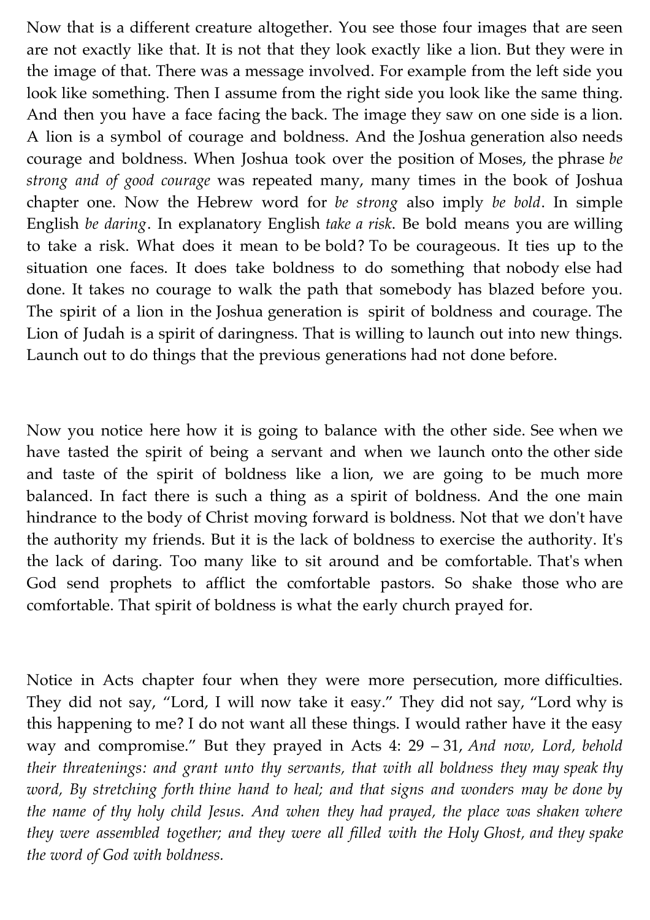Now that is a different creature altogether. You see those four images that are seen are not exactly like that. It is not that they look exactly like a lion. But they were in the image of that. There was a message involved. For example from the left side you look like something. Then I assume from the right side you look like the same thing. And then you have a face facing the back. The image they saw on one side is a lion. A lion is a symbol of courage and boldness. And the Joshua generation also needs courage and boldness. When Joshua took over the position of Moses, the phrase *be strong and of good courage* was repeated many, many times in the book of Joshua chapter one. Now the Hebrew word for *be strong* also imply *be bold*. In simple English *be daring*. In explanatory English *take a risk*. Be bold means you are willing to take a risk. What does it mean to be bold? To be courageous. It ties up to the situation one faces. It does take boldness to do something that nobody else had done. It takes no courage to walk the path that somebody has blazed before you. The spirit of a lion in the Joshua generation is spirit of boldness and courage. The Lion of Judah is a spirit of daringness. That is willing to launch out into new things. Launch out to do things that the previous generations had not done before.

Now you notice here how it is going to balance with the other side. See when we have tasted the spirit of being a servant and when we launch onto the other side and taste of the spirit of boldness like a lion, we are going to be much more balanced. In fact there is such a thing as a spirit of boldness. And the one main hindrance to the body of Christ moving forward is boldness. Not that we don't have the authority my friends. But it is the lack of boldness to exercise the authority. It's the lack of daring. Too many like to sit around and be comfortable. That's when God send prophets to afflict the comfortable pastors. So shake those who are comfortable. That spirit of boldness is what the early church prayed for.

Notice in Acts chapter four when they were more persecution, more difficulties. They did not say, "Lord, I will now take it easy." They did not say, "Lord why is this happening to me? I do not want all these things. I would rather have it the easy way and compromise." But they prayed in Acts 4: 29 – 31, *And now, Lord, behold their threatenings: and grant unto thy servants, that with all boldness they may speak thy word, By stretching forth thine hand to heal; and that signs and wonders may be done by the name of thy holy child Jesus. And when they had prayed, the place was shaken where they were assembled together; and they were all filled with the Holy Ghost, and they spake the word of God with boldness.*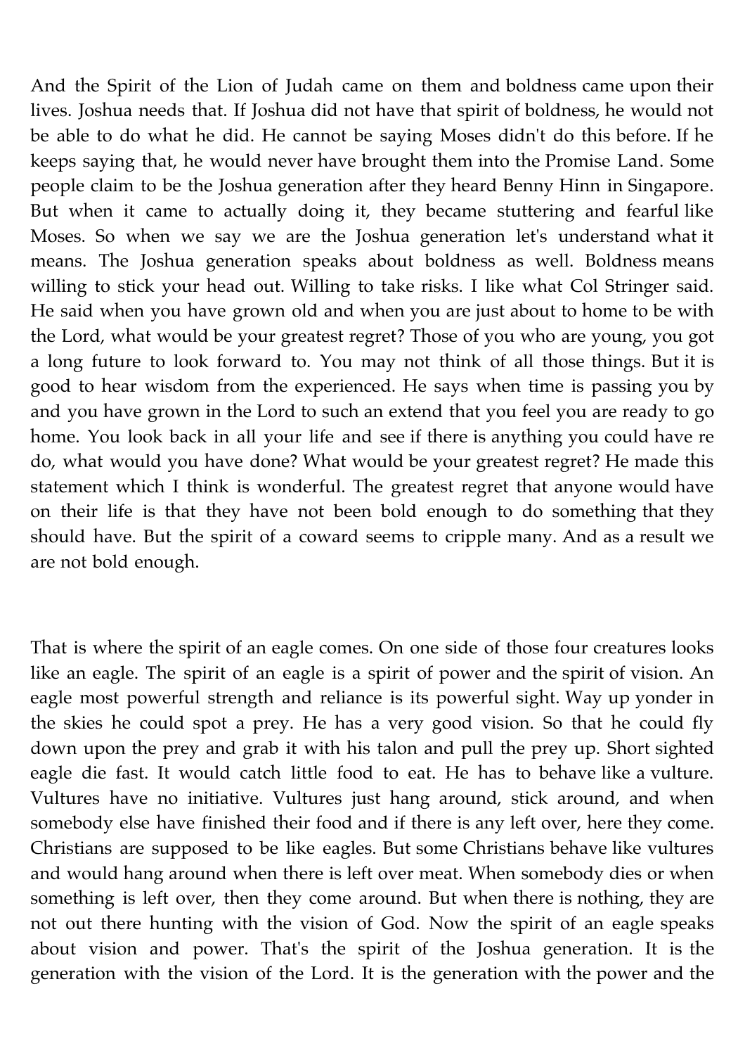And the Spirit of the Lion of Judah came on them and boldness came upon their lives. Joshua needs that. If Joshua did not have that spirit of boldness, he would not be able to do what he did. He cannot be saying Moses didn't do this before. If he keeps saying that, he would never have brought them into the Promise Land. Some people claim to be the Joshua generation after they heard Benny Hinn in Singapore. But when it came to actually doing it, they became stuttering and fearful like Moses. So when we say we are the Joshua generation let's understand what it means. The Joshua generation speaks about boldness as well. Boldness means willing to stick your head out. Willing to take risks. I like what Col Stringer said. He said when you have grown old and when you are just about to home to be with the Lord, what would be your greatest regret? Those of you who are young, you got a long future to look forward to. You may not think of all those things. But it is good to hear wisdom from the experienced. He says when time is passing you by and you have grown in the Lord to such an extend that you feel you are ready to go home. You look back in all your life and see if there is anything you could have re do, what would you have done? What would be your greatest regret? He made this statement which I think is wonderful. The greatest regret that anyone would have on their life is that they have not been bold enough to do something that they should have. But the spirit of a coward seems to cripple many. And as a result we are not bold enough.

That is where the spirit of an eagle comes. On one side of those four creatures looks like an eagle. The spirit of an eagle is a spirit of power and the spirit of vision. An eagle most powerful strength and reliance is its powerful sight. Way up yonder in the skies he could spot a prey. He has a very good vision. So that he could fly down upon the prey and grab it with his talon and pull the prey up. Short sighted eagle die fast. It would catch little food to eat. He has to behave like a vulture. Vultures have no initiative. Vultures just hang around, stick around, and when somebody else have finished their food and if there is any left over, here they come. Christians are supposed to be like eagles. But some Christians behave like vultures and would hang around when there is left over meat. When somebody dies or when something is left over, then they come around. But when there is nothing, they are not out there hunting with the vision of God. Now the spirit of an eagle speaks about vision and power. That's the spirit of the Joshua generation. It is the generation with the vision of the Lord. It is the generation with the power and the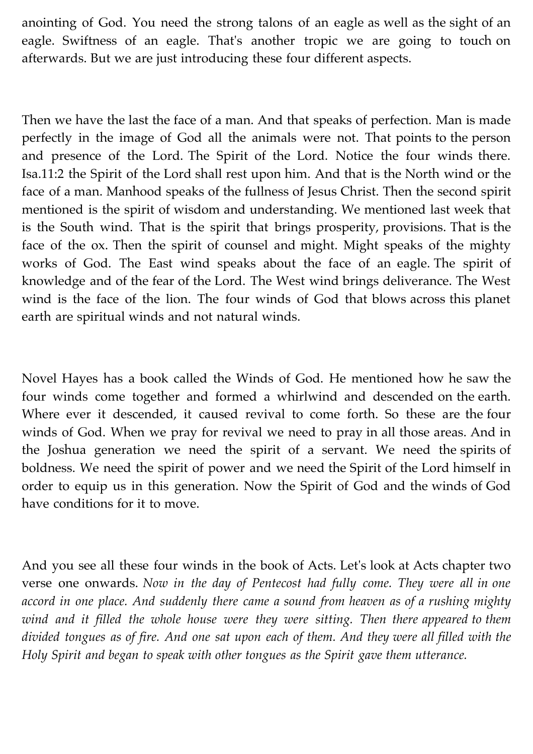anointing of God. You need the strong talons of an eagle as well as the sight of an eagle. Swiftness of an eagle. That's another tropic we are going to touch on afterwards. But we are just introducing these four different aspects.

Then we have the last the face of a man. And that speaks of perfection. Man is made perfectly in the image of God all the animals were not. That points to the person and presence of the Lord. The Spirit of the Lord. Notice the four winds there. Isa.11:2 the Spirit of the Lord shall rest upon him. And that is the North wind or the face of a man. Manhood speaks of the fullness of Jesus Christ. Then the second spirit mentioned is the spirit of wisdom and understanding. We mentioned last week that is the South wind. That is the spirit that brings prosperity, provisions. That is the face of the ox. Then the spirit of counsel and might. Might speaks of the mighty works of God. The East wind speaks about the face of an eagle. The spirit of knowledge and of the fear of the Lord. The West wind brings deliverance. The West wind is the face of the lion. The four winds of God that blows across this planet earth are spiritual winds and not natural winds.

Novel Hayes has a book called the Winds of God. He mentioned how he saw the four winds come together and formed a whirlwind and descended on the earth. Where ever it descended, it caused revival to come forth. So these are the four winds of God. When we pray for revival we need to pray in all those areas. And in the Joshua generation we need the spirit of a servant. We need the spirits of boldness. We need the spirit of power and we need the Spirit of the Lord himself in order to equip us in this generation. Now the Spirit of God and the winds of God have conditions for it to move.

And you see all these four winds in the book of Acts. Let's look at Acts chapter two verse one onwards. *Now in the day of Pentecost had fully come. They were all in one accord in one place. And suddenly there came a sound from heaven as of a rushing mighty wind and it filled the whole house were they were sitting. Then there appeared to them divided tongues as of fire. And one sat upon each of them. And they were all filled with the Holy Spirit and began to speak with other tongues as the Spirit gave them utterance.*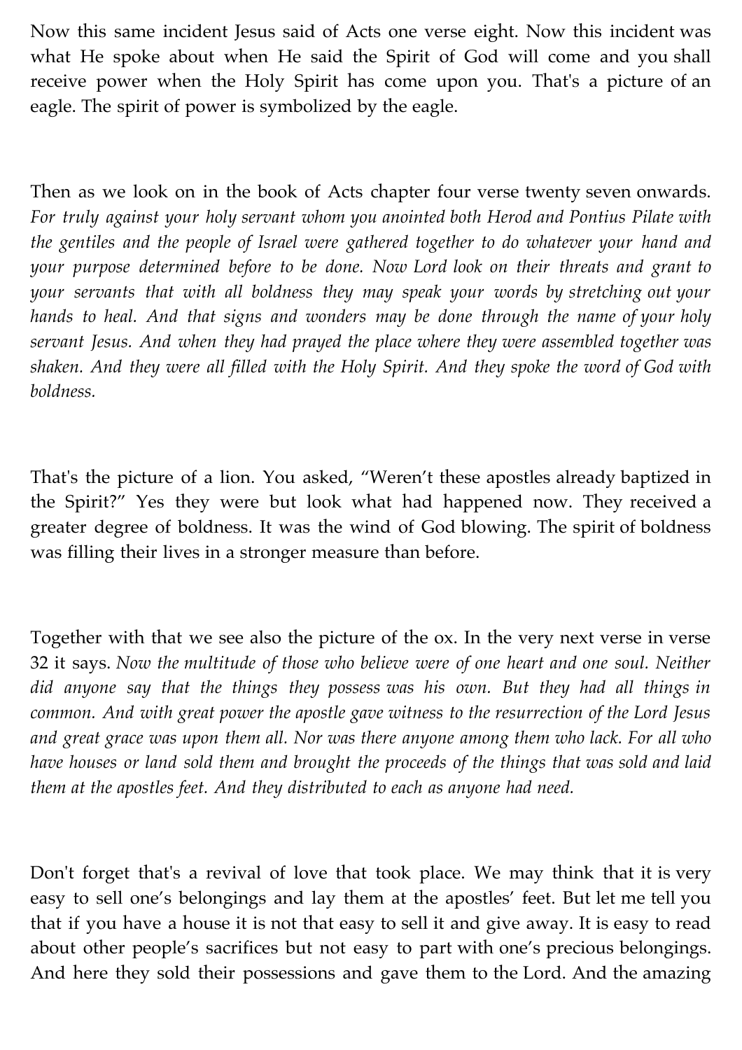Now this same incident Jesus said of Acts one verse eight. Now this incident was what He spoke about when He said the Spirit of God will come and you shall receive power when the Holy Spirit has come upon you. That's a picture of an eagle. The spirit of power is symbolized by the eagle.

Then as we look on in the book of Acts chapter four verse twenty seven onwards. *For truly against your holy servant whom you anointed both Herod and Pontius Pilate with the gentiles and the people of Israel were gathered together to do whatever your hand and your purpose determined before to be done. Now Lord look on their threats and grant to your servants that with all boldness they may speak your words by stretching out your hands to heal. And that signs and wonders may be done through the name of your holy servant Jesus. And when they had prayed the place where they were assembled together was shaken. And they were all filled with the Holy Spirit. And they spoke the word of God with boldness.*

That's the picture of a lion. You asked, "Weren't these apostles already baptized in the Spirit?" Yes they were but look what had happened now. They received a greater degree of boldness. It was the wind of God blowing. The spirit of boldness was filling their lives in a stronger measure than before.

Together with that we see also the picture of the ox. In the very next verse in verse 32 it says. *Now the multitude of those who believe were of one heart and one soul. Neither did anyone say that the things they possess was his own. But they had all things in common. And with great power the apostle gave witness to the resurrection of the Lord Jesus and great grace was upon them all. Nor was there anyone among them who lack. For all who have houses or land sold them and brought the proceeds of the things that was sold and laid them at the apostles feet. And they distributed to each as anyone had need.*

Don't forget that's a revival of love that took place. We may think that it is very easy to sell one's belongings and lay them at the apostles' feet. But let me tell you that if you have a house it is not that easy to sell it and give away. It is easy to read about other people's sacrifices but not easy to part with one's precious belongings. And here they sold their possessions and gave them to the Lord. And the amazing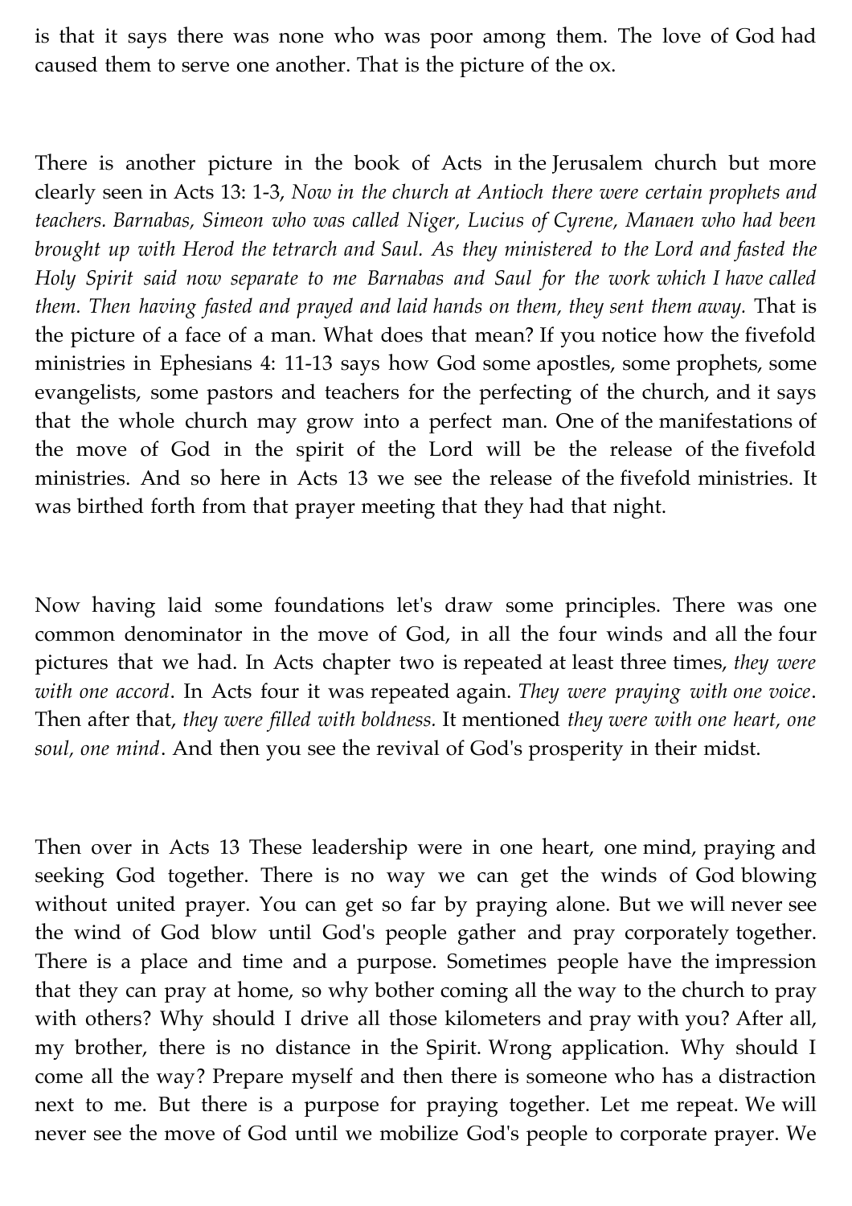is that it says there was none who was poor among them. The love of God had caused them to serve one another. That is the picture of the ox.

There is another picture in the book of Acts in the Jerusalem church but more clearly seen in Acts 13: 1-3, *Now in the church at Antioch there were certain prophets and teachers. Barnabas, Simeon who was called Niger, Lucius of Cyrene, Manaen who had been brought up with Herod the tetrarch and Saul. As they ministered to the Lord and fasted the Holy Spirit said now separate to me Barnabas and Saul for the work which I have called them. Then having fasted and prayed and laid hands on them, they sent them away.* That is the picture of a face of a man. What does that mean? If you notice how the fivefold ministries in Ephesians 4: 11-13 says how God some apostles, some prophets, some evangelists, some pastors and teachers for the perfecting of the church, and it says that the whole church may grow into a perfect man. One of the manifestations of the move of God in the spirit of the Lord will be the release of the fivefold ministries. And so here in Acts 13 we see the release of the fivefold ministries. It was birthed forth from that prayer meeting that they had that night.

Now having laid some foundations let's draw some principles. There was one common denominator in the move of God, in all the four winds and all the four pictures that we had. In Acts chapter two is repeated at least three times, *they were with one accord*. In Acts four it was repeated again. *They were praying with one voice*. Then after that, *they were filled with boldness.* It mentioned *they were with one heart, one soul, one mind*. And then you see the revival of God's prosperity in their midst.

Then over in Acts 13 These leadership were in one heart, one mind, praying and seeking God together. There is no way we can get the winds of God blowing without united prayer. You can get so far by praying alone. But we will never see the wind of God blow until God's people gather and pray corporately together. There is a place and time and a purpose. Sometimes people have the impression that they can pray at home, so why bother coming all the way to the church to pray with others? Why should I drive all those kilometers and pray with you? After all, my brother, there is no distance in the Spirit. Wrong application. Why should I come all the way? Prepare myself and then there is someone who has a distraction next to me. But there is a purpose for praying together. Let me repeat. We will never see the move of God until we mobilize God's people to corporate prayer. We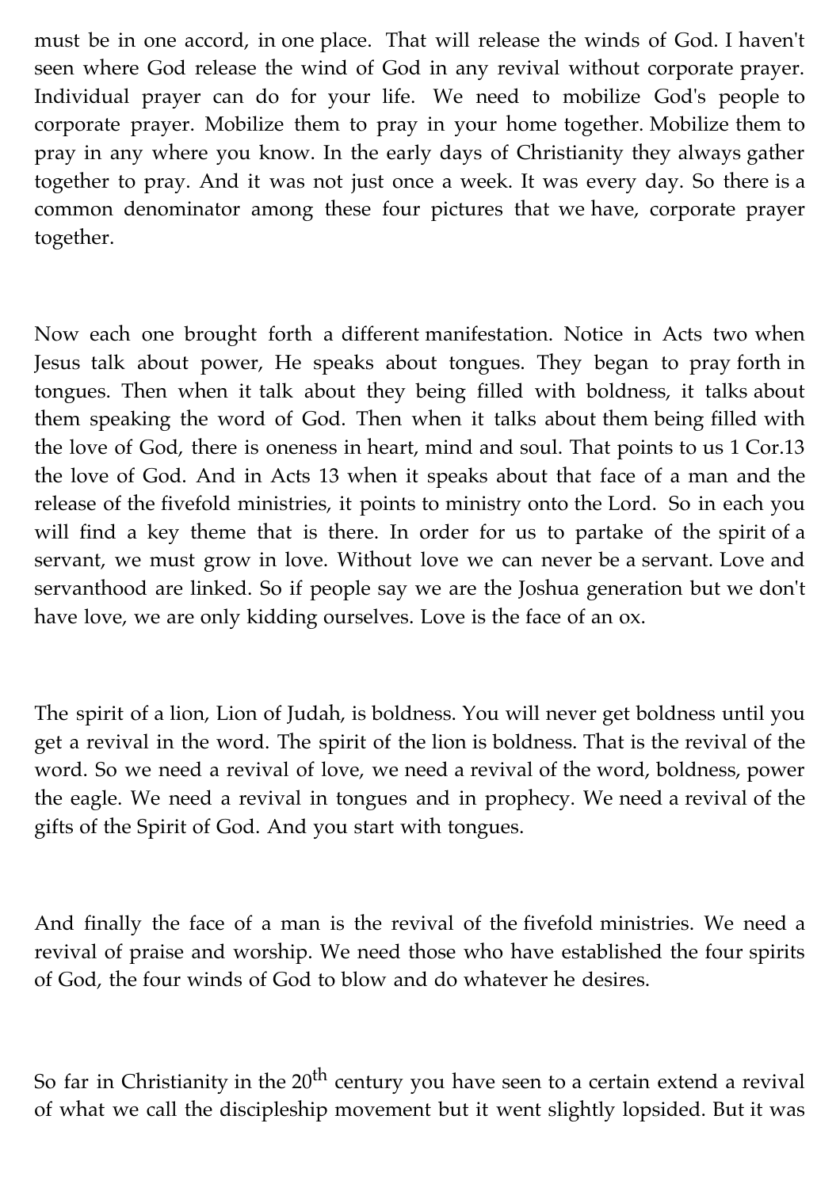must be in one accord, in one place. That will release the winds of God. I haven't seen where God release the wind of God in any revival without corporate prayer. Individual prayer can do for your life. We need to mobilize God's people to corporate prayer. Mobilize them to pray in your home together. Mobilize them to pray in any where you know. In the early days of Christianity they always gather together to pray. And it was not just once a week. It was every day. So there is a common denominator among these four pictures that we have, corporate prayer together.

Now each one brought forth a different manifestation. Notice in Acts two when Jesus talk about power, He speaks about tongues. They began to pray forth in tongues. Then when it talk about they being filled with boldness, it talks about them speaking the word of God. Then when it talks about them being filled with the love of God, there is oneness in heart, mind and soul. That points to us 1 Cor.13 the love of God. And in Acts 13 when it speaks about that face of a man and the release of the fivefold ministries, it points to ministry onto the Lord. So in each you will find a key theme that is there. In order for us to partake of the spirit of a servant, we must grow in love. Without love we can never be a servant. Love and servanthood are linked. So if people say we are the Joshua generation but we don't have love, we are only kidding ourselves. Love is the face of an ox.

The spirit of a lion, Lion of Judah, is boldness. You will never get boldness until you get a revival in the word. The spirit of the lion is boldness. That is the revival of the word. So we need a revival of love, we need a revival of the word, boldness, power the eagle. We need a revival in tongues and in prophecy. We need a revival of the gifts of the Spirit of God. And you start with tongues.

And finally the face of a man is the revival of the fivefold ministries. We need a revival of praise and worship. We need those who have established the four spirits of God, the four winds of God to blow and do whatever he desires.

So far in Christianity in the 20th century you have seen to a certain extend a revival of what we call the discipleship movement but it went slightly lopsided. But it was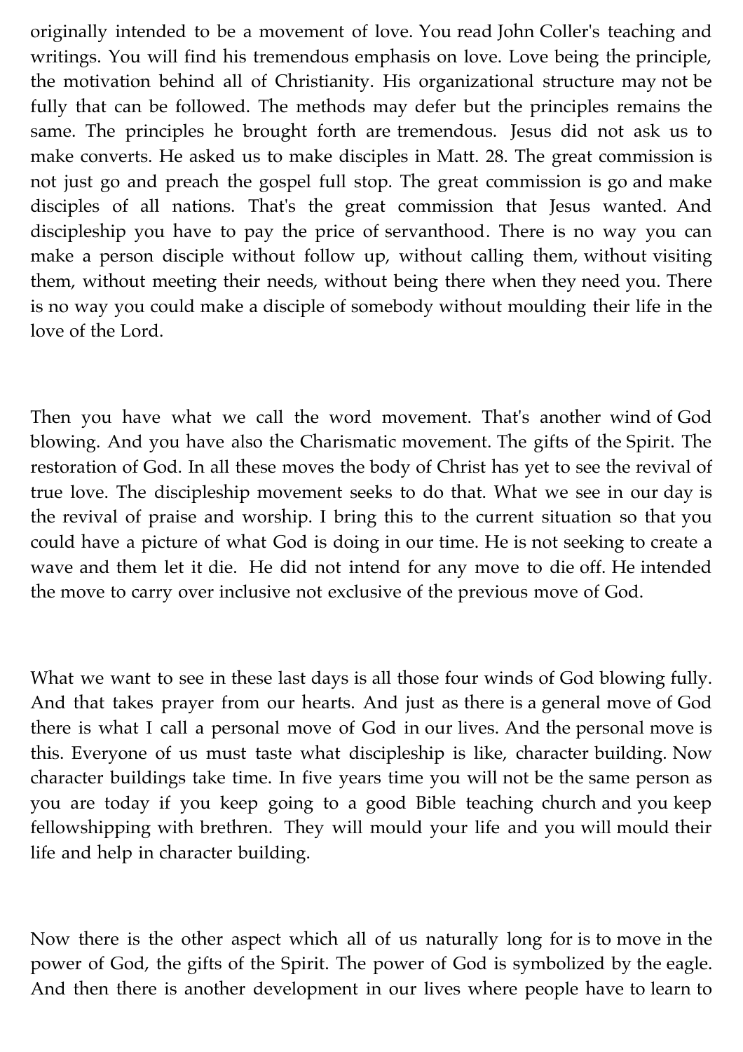originally intended to be a movement of love. You read John Coller's teaching and writings. You will find his tremendous emphasis on love. Love being the principle, the motivation behind all of Christianity. His organizational structure may not be fully that can be followed. The methods may defer but the principles remains the same. The principles he brought forth are tremendous. Jesus did not ask us to make converts. He asked us to make disciples in Matt. 28. The great commission is not just go and preach the gospel full stop. The great commission is go and make disciples of all nations. That's the great commission that Jesus wanted. And discipleship you have to pay the price of servanthood. There is no way you can make a person disciple without follow up, without calling them, without visiting them, without meeting their needs, without being there when they need you. There is no way you could make a disciple of somebody without moulding their life in the love of the Lord.

Then you have what we call the word movement. That's another wind of God blowing. And you have also the Charismatic movement. The gifts of the Spirit. The restoration of God. In all these moves the body of Christ has yet to see the revival of true love. The discipleship movement seeks to do that. What we see in our day is the revival of praise and worship. I bring this to the current situation so that you could have a picture of what God is doing in our time. He is not seeking to create a wave and them let it die. He did not intend for any move to die off. He intended the move to carry over inclusive not exclusive of the previous move of God.

What we want to see in these last days is all those four winds of God blowing fully. And that takes prayer from our hearts. And just as there is a general move of God there is what I call a personal move of God in our lives. And the personal move is this. Everyone of us must taste what discipleship is like, character building. Now character buildings take time. In five years time you will not be the same person as you are today if you keep going to a good Bible teaching church and you keep fellowshipping with brethren. They will mould your life and you will mould their life and help in character building.

Now there is the other aspect which all of us naturally long for is to move in the power of God, the gifts of the Spirit. The power of God is symbolized by the eagle. And then there is another development in our lives where people have to learn to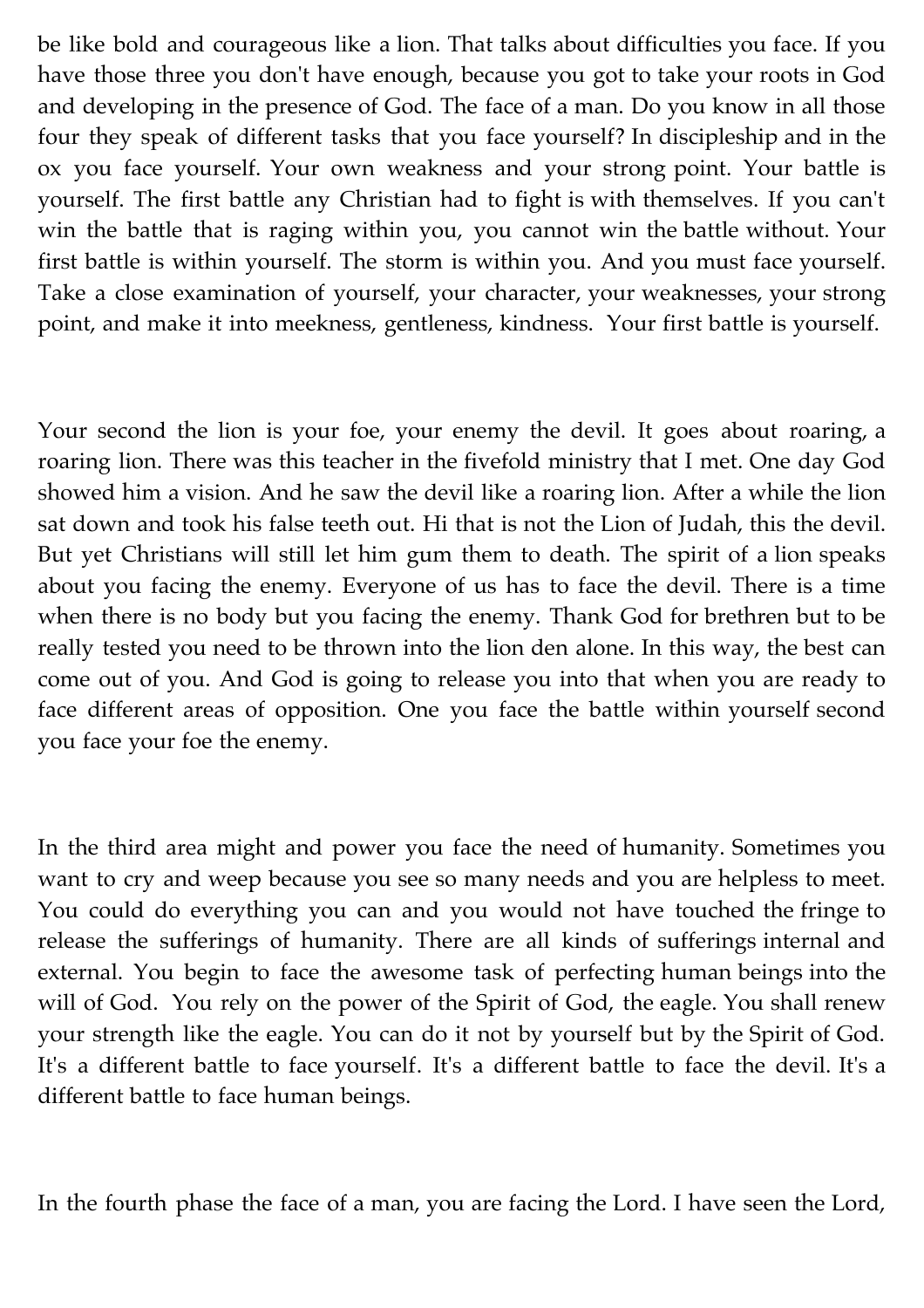be like bold and courageous like a lion. That talks about difficulties you face. If you have those three you don't have enough, because you got to take your roots in God and developing in the presence of God. The face of a man. Do you know in all those four they speak of different tasks that you face yourself? In discipleship and in the ox you face yourself. Your own weakness and your strong point. Your battle is yourself. The first battle any Christian had to fight is with themselves. If you can't win the battle that is raging within you, you cannot win the battle without. Your first battle is within yourself. The storm is within you. And you must face yourself. Take a close examination of yourself, your character, your weaknesses, your strong point, and make it into meekness, gentleness, kindness.  Your first battle is yourself.

Your second the lion is your foe, your enemy the devil. It goes about roaring, a roaring lion. There was this teacher in the fivefold ministry that I met. One day God showed him a vision. And he saw the devil like a roaring lion. After a while the lion sat down and took his false teeth out. Hi that is not the Lion of Judah, this the devil. But yet Christians will still let him gum them to death. The spirit of a lion speaks about you facing the enemy. Everyone of us has to face the devil. There is a time when there is no body but you facing the enemy. Thank God for brethren but to be really tested you need to be thrown into the lion den alone. In this way, the best can come out of you. And God is going to release you into that when you are ready to face different areas of opposition. One you face the battle within yourself second you face your foe the enemy.

In the third area might and power you face the need of humanity. Sometimes you want to cry and weep because you see so many needs and you are helpless to meet. You could do everything you can and you would not have touched the fringe to release the sufferings of humanity. There are all kinds of sufferings internal and external. You begin to face the awesome task of perfecting human beings into the will of God.  You rely on the power of the Spirit of God, the eagle. You shall renew your strength like the eagle. You can do it not by yourself but by the Spirit of God. It's a different battle to face yourself. It's a different battle to face the devil. It's a different battle to face human beings.

In the fourth phase the face of a man, you are facing the Lord. I have seen the Lord,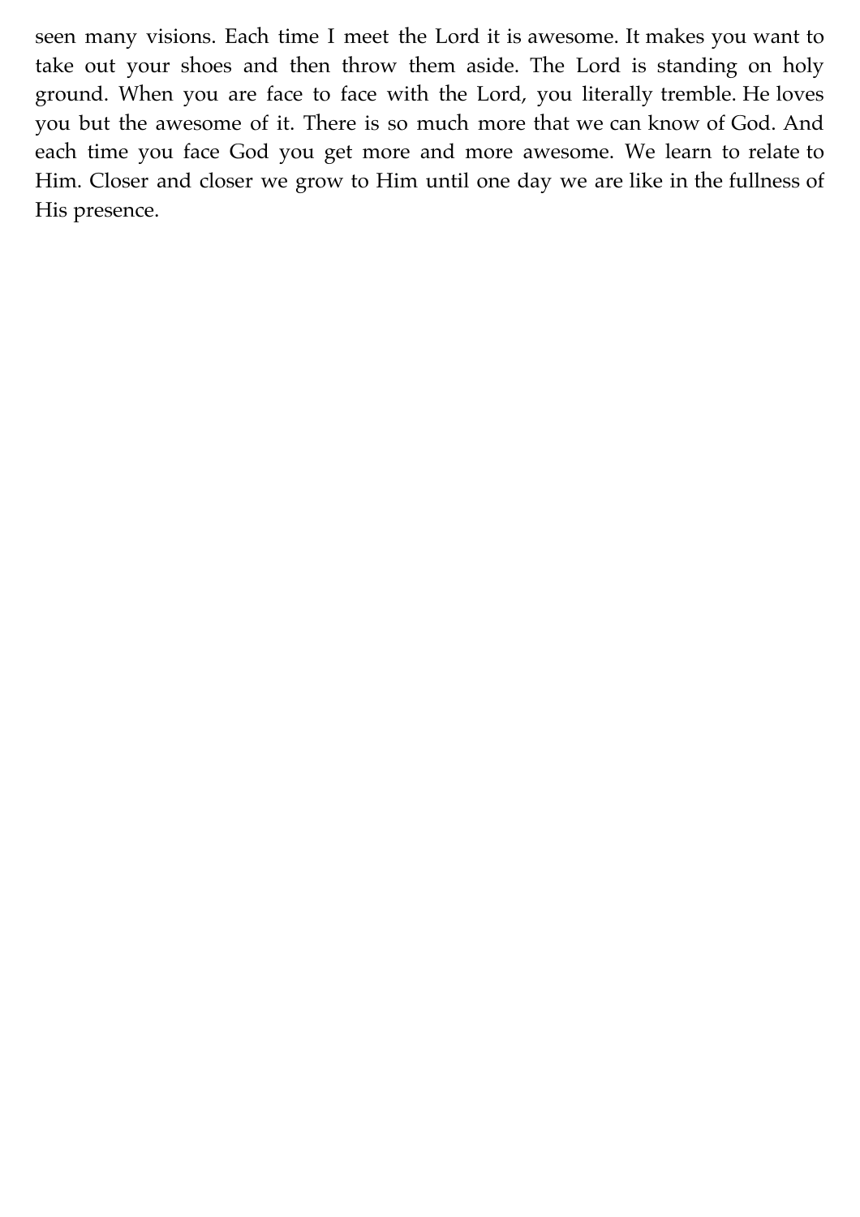seen many visions. Each time I meet the Lord it is awesome. It makes you want to take out your shoes and then throw them aside. The Lord is standing on holy ground. When you are face to face with the Lord, you literally tremble. He loves you but the awesome of it. There is so much more that we can know of God. And each time you face God you get more and more awesome. We learn to relate to Him. Closer and closer we grow to Him until one day we are like in the fullness of His presence.